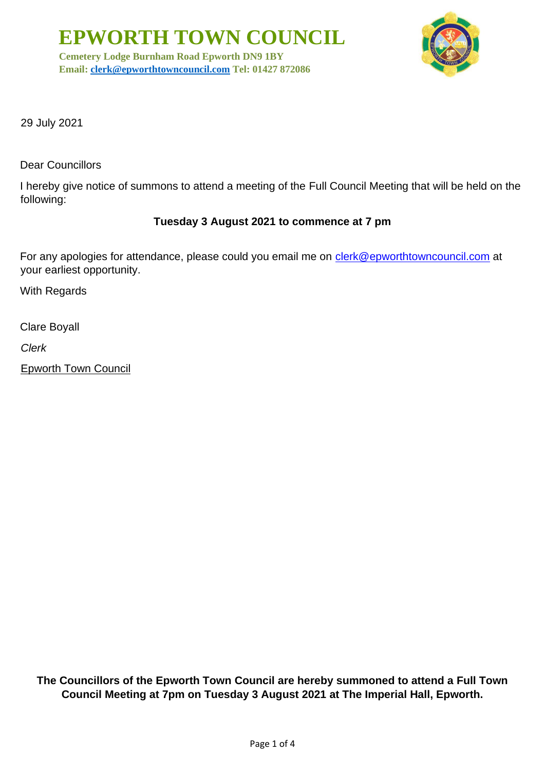# EPWORTH TOWN COUNCIL

**Cemetery Lodge Burnham Road Epworth DN9 1BY**
**Email: clerk@epworthtowncouncil.com Tel: 01427 872086**

29 July 2021

Dear Councillors

I hereby give notice of summons to attend a meeting of the Full Council Meeting that will be held on the following:

**Tuesday 3 August 2021 to commence at 7 pm**

For any apologies for attendance, please could you email me on clerk@epworthtowncouncil.com at your earliest opportunity.

With Regards

Clare Boyall

*Clerk*

Epworth Town Council

**The Councillors of the Epworth Town Council are hereby summoned to attend a Full Town Council Meeting at 7pm on Tuesday 3 August 2021 at The Imperial Hall, Epworth.**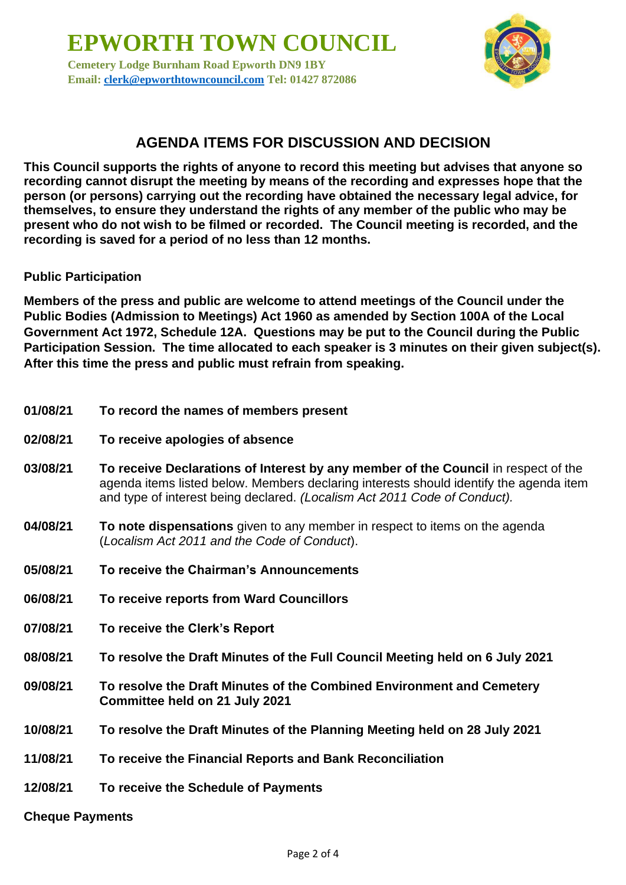# EPWORTH TOWN COUNCIL

**Cemetery Lodge Burnham Road Epworth DN9 1BY**
**Email: clerk@epworthtowncouncil.com Tel: 01427 872086**

## AGENDA ITEMS FOR DISCUSSION AND DECISION

**This Council supports the rights of anyone to record this meeting but advises that anyone so recording cannot disrupt the meeting by means of the recording and expresses hope that the person (or persons) carrying out the recording have obtained the necessary legal advice, for themselves, to ensure they understand the rights of any member of the public who may be present who do not wish to be filmed or recorded. The Council meeting is recorded, and the recording is saved for a period of no less than 12 months.**

**Public Participation**

**Members of the press and public are welcome to attend meetings of the Council under the Public Bodies (Admission to Meetings) Act 1960 as amended by Section 100A of the Local Government Act 1972, Schedule 12A. Questions may be put to the Council during the Public Participation Session. The time allocated to each speaker is 3 minutes on their given subject(s). After this time the press and public must refrain from speaking.**

**01/08/21** **To record the names of members present**

**02/08/21** **To receive apologies of absence**

**03/08/21** **To receive Declarations of Interest by any member of the Council** in respect of the agenda items listed below. Members declaring interests should identify the agenda item and type of interest being declared. *(Localism Act 2011 Code of Conduct).*

**04/08/21** **To note dispensations** given to any member in respect to items on the agenda (*Localism Act 2011 and the Code of Conduct*).

**05/08/21** **To receive the Chairman's Announcements**

**06/08/21** **To receive reports from Ward Councillors**

**07/08/21** **To receive the Clerk's Report**

**08/08/21** **To resolve the Draft Minutes of the Full Council Meeting held on 6 July 2021**

**09/08/21** **To resolve the Draft Minutes of the Combined Environment and Cemetery Committee held on 21 July 2021**

**10/08/21** **To resolve the Draft Minutes of the Planning Meeting held on 28 July 2021**

**11/08/21** **To receive the Financial Reports and Bank Reconciliation**

**12/08/21** **To receive the Schedule of Payments**

**Cheque Payments**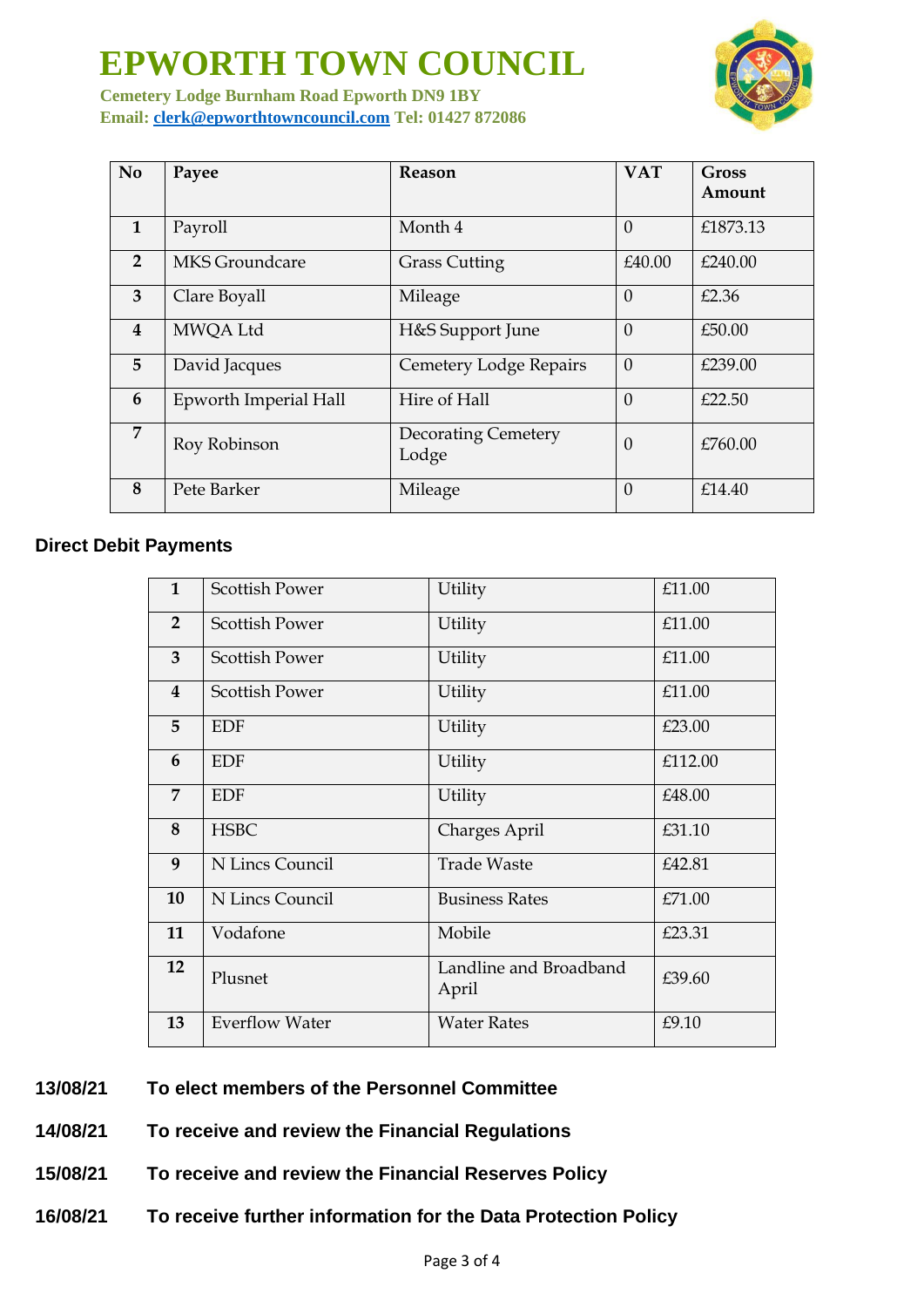# EPWORTH TOWN COUNCIL

**Cemetery Lodge Burnham Road Epworth DN9 1BY**
**Email: clerk@epworthtowncouncil.com Tel: 01427 872086**

| No | Payee | Reason | VAT | Gross Amount |
|---|---|---|---|---|
| 1 | Payroll | Month 4 | 0 | £1873.13 |
| 2 | MKS Groundcare | Grass Cutting | £40.00 | £240.00 |
| 3 | Clare Boyall | Mileage | 0 | £2.36 |
| 4 | MWQA Ltd | H&S Support June | 0 | £50.00 |
| 5 | David Jacques | Cemetery Lodge Repairs | 0 | £239.00 |
| 6 | Epworth Imperial Hall | Hire of Hall | 0 | £22.50 |
| 7 | Roy Robinson | Decorating Cemetery Lodge | 0 | £760.00 |
| 8 | Pete Barker | Mileage | 0 | £14.40 |

**Direct Debit Payments**

| | | | |
|---|---|---|---|
| 1 | Scottish Power | Utility | £11.00 |
| 2 | Scottish Power | Utility | £11.00 |
| 3 | Scottish Power | Utility | £11.00 |
| 4 | Scottish Power | Utility | £11.00 |
| 5 | EDF | Utility | £23.00 |
| 6 | EDF | Utility | £112.00 |
| 7 | EDF | Utility | £48.00 |
| 8 | HSBC | Charges April | £31.10 |
| 9 | N Lincs Council | Trade Waste | £42.81 |
| 10 | N Lincs Council | Business Rates | £71.00 |
| 11 | Vodafone | Mobile | £23.31 |
| 12 | Plusnet | Landline and Broadband April | £39.60 |
| 13 | Everflow Water | Water Rates | £9.10 |

**13/08/21 To elect members of the Personnel Committee**

**14/08/21 To receive and review the Financial Regulations**

**15/08/21 To receive and review the Financial Reserves Policy**

**16/08/21 To receive further information for the Data Protection Policy**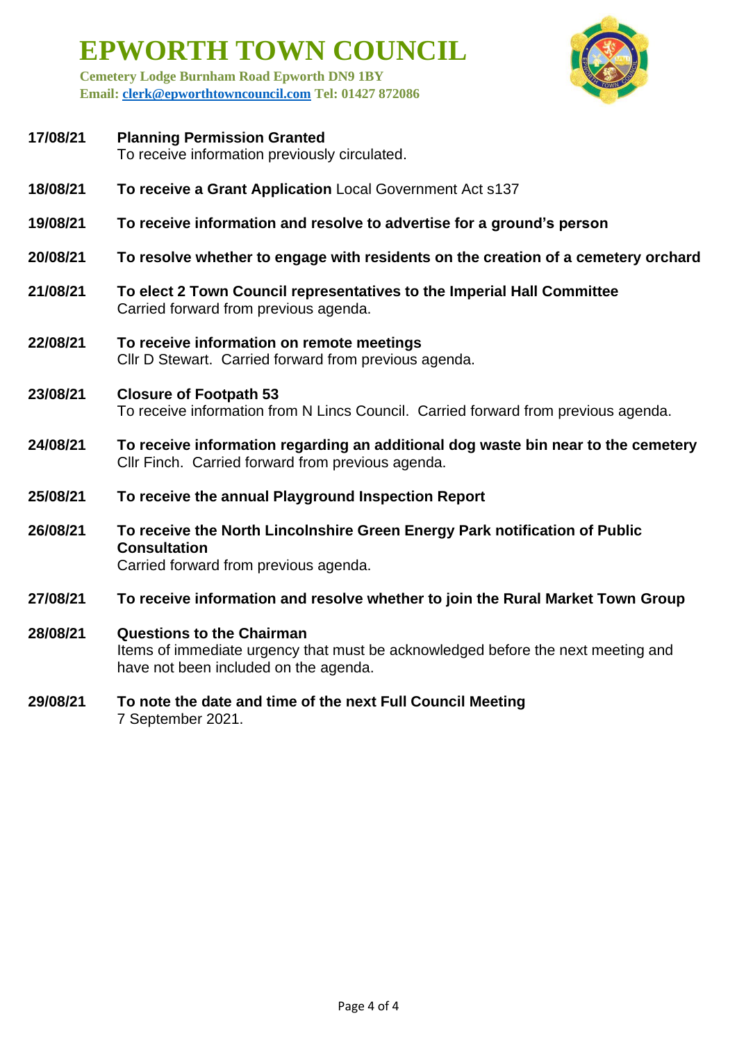# EPWORTH TOWN COUNCIL

**Cemetery Lodge Burnham Road Epworth DN9 1BY**
**Email: clerk@epworthtowncouncil.com Tel: 01427 872086**

**17/08/21** **Planning Permission Granted**
To receive information previously circulated.

**18/08/21** **To receive a Grant Application** Local Government Act s137

**19/08/21** **To receive information and resolve to advertise for a ground's person**

**20/08/21** **To resolve whether to engage with residents on the creation of a cemetery orchard**

**21/08/21** **To elect 2 Town Council representatives to the Imperial Hall Committee**
Carried forward from previous agenda.

**22/08/21** **To receive information on remote meetings**
Cllr D Stewart. Carried forward from previous agenda.

**23/08/21** **Closure of Footpath 53**
To receive information from N Lincs Council. Carried forward from previous agenda.

**24/08/21** **To receive information regarding an additional dog waste bin near to the cemetery**
Cllr Finch. Carried forward from previous agenda.

**25/08/21** **To receive the annual Playground Inspection Report**

**26/08/21** **To receive the North Lincolnshire Green Energy Park notification of Public Consultation**
Carried forward from previous agenda.

**27/08/21** **To receive information and resolve whether to join the Rural Market Town Group**

**28/08/21** **Questions to the Chairman**
Items of immediate urgency that must be acknowledged before the next meeting and have not been included on the agenda.

**29/08/21** **To note the date and time of the next Full Council Meeting**
7 September 2021.